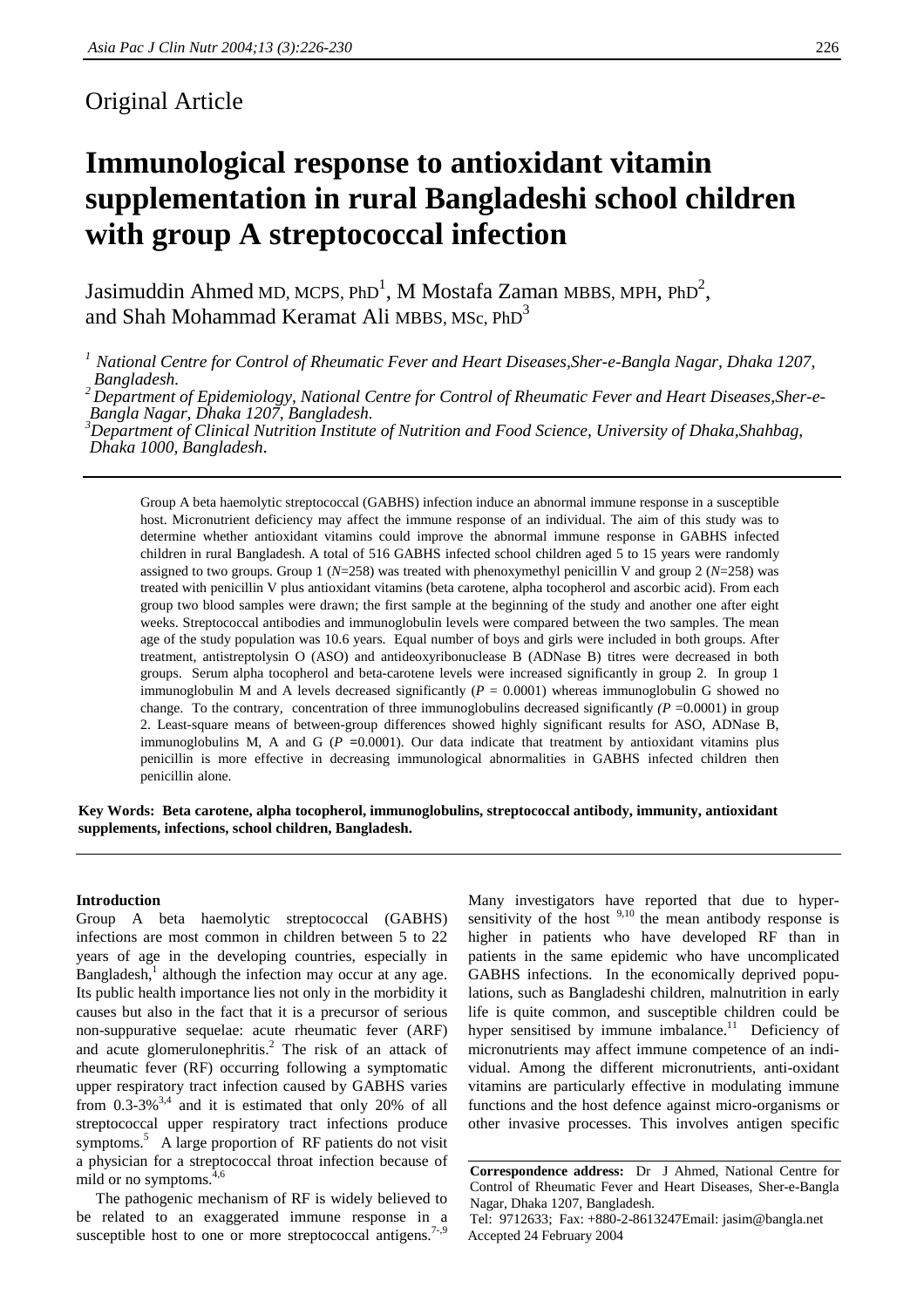Original Article

# Immunological response to antioxidant vitamin supplementation in rural Bangladeshi school children with group A streptococcal infection

Jasimuddin Ahmed MD, MCPS, PhD[1], M Mostafa Zaman MBBS, MPH, PhD[2], and Shah Mohammad Keramat Ali MBBS, MSc, PhD[3]

[1] National Centre for Control of Rheumatic Fever and Heart Diseases,Sher-e-Bangla Nagar, Dhaka 1207, Bangladesh.
[2] Department of Epidemiology, National Centre for Control of Rheumatic Fever and Heart Diseases,Sher-e-Bangla Nagar, Dhaka 1207, Bangladesh.
[3] Department of Clinical Nutrition Institute of Nutrition and Food Science, University of Dhaka,Shahbag, Dhaka 1000, Bangladesh.

Group A beta haemolytic streptococcal (GABHS) infection induce an abnormal immune response in a susceptible host. Micronutrient deficiency may affect the immune response of an individual. The aim of this study was to determine whether antioxidant vitamins could improve the abnormal immune response in GABHS infected children in rural Bangladesh. A total of 516 GABHS infected school children aged 5 to 15 years were randomly assigned to two groups. Group 1 ($N$=258) was treated with phenoxymethyl penicillin V and group 2 ($N$=258) was treated with penicillin V plus antioxidant vitamins (beta carotene, alpha tocopherol and ascorbic acid). From each group two blood samples were drawn; the first sample at the beginning of the study and another one after eight weeks. Streptococcal antibodies and immunoglobulin levels were compared between the two samples. The mean age of the study population was 10.6 years. Equal number of boys and girls were included in both groups. After treatment, antistreptolysin O (ASO) and antideoxyribonuclease B (ADNase B) titres were decreased in both groups. Serum alpha tocopherol and beta-carotene levels were increased significantly in group 2. In group 1 immunoglobulin M and A levels decreased significantly ($P$ = 0.0001) whereas immunoglobulin G showed no change. To the contrary, concentration of three immunoglobulins decreased significantly ($P$ =0.0001) in group 2. Least-square means of between-group differences showed highly significant results for ASO, ADNase B, immunoglobulins M, A and G ($P$ =0.0001). Our data indicate that treatment by antioxidant vitamins plus penicillin is more effective in decreasing immunological abnormalities in GABHS infected children then penicillin alone.

**Key Words: Beta carotene, alpha tocopherol, immunoglobulins, streptococcal antibody, immunity, antioxidant supplements, infections, school children, Bangladesh.**

#### Introduction

Group A beta haemolytic streptococcal (GABHS) infections are most common in children between 5 to 22 years of age in the developing countries, especially in Bangladesh,[1] although the infection may occur at any age. Its public health importance lies not only in the morbidity it causes but also in the fact that it is a precursor of serious non-suppurative sequelae: acute rheumatic fever (ARF) and acute glomerulonephritis.[2] The risk of an attack of rheumatic fever (RF) occurring following a symptomatic upper respiratory tract infection caused by GABHS varies from 0.3-3%[3,4] and it is estimated that only 20% of all streptococcal upper respiratory tract infections produce symptoms.[5] A large proportion of RF patients do not visit a physician for a streptococcal throat infection because of mild or no symptoms.[4,6]

The pathogenic mechanism of RF is widely believed to be related to an exaggerated immune response in a susceptible host to one or more streptococcal antigens.[7-9] Many investigators have reported that due to hyper-sensitivity of the host [9,10] the mean antibody response is higher in patients who have developed RF than in patients in the same epidemic who have uncomplicated GABHS infections. In the economically deprived populations, such as Bangladeshi children, malnutrition in early life is quite common, and susceptible children could be hyper sensitised by immune imbalance.[11] Deficiency of micronutrients may affect immune competence of an individual. Among the different micronutrients, anti-oxidant vitamins are particularly effective in modulating immune functions and the host defence against micro-organisms or other invasive processes. This involves antigen specific

**Correspondence address:** Dr J Ahmed, National Centre for Control of Rheumatic Fever and Heart Diseases, Sher-e-Bangla Nagar, Dhaka 1207, Bangladesh.
Tel: 9712633; Fax: +880-2-8613247Email: jasim@bangla.net
Accepted 24 February 2004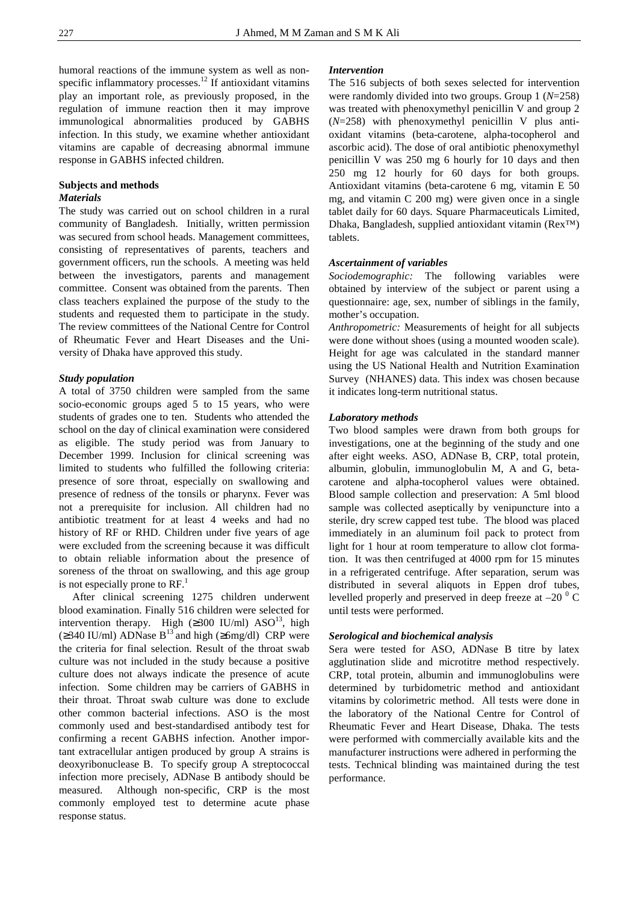humoral reactions of the immune system as well as non-specific inflammatory processes.[12] If antioxidant vitamins play an important role, as previously proposed, in the regulation of immune reaction then it may improve immunological abnormalities produced by GABHS infection. In this study, we examine whether antioxidant vitamins are capable of decreasing abnormal immune response in GABHS infected children.

## Subjects and methods

### *Materials*

The study was carried out on school children in a rural community of Bangladesh. Initially, written permission was secured from school heads. Management committees, consisting of representatives of parents, teachers and government officers, run the schools. A meeting was held between the investigators, parents and management committee. Consent was obtained from the parents. Then class teachers explained the purpose of the study to the students and requested them to participate in the study. The review committees of the National Centre for Control of Rheumatic Fever and Heart Diseases and the University of Dhaka have approved this study.

### *Study population*

A total of 3750 children were sampled from the same socio-economic groups aged 5 to 15 years, who were students of grades one to ten. Students who attended the school on the day of clinical examination were considered as eligible. The study period was from January to December 1999. Inclusion for clinical screening was limited to students who fulfilled the following criteria: presence of sore throat, especially on swallowing and presence of redness of the tonsils or pharynx. Fever was not a prerequisite for inclusion. All children had no antibiotic treatment for at least 4 weeks and had no history of RF or RHD. Children under five years of age were excluded from the screening because it was difficult to obtain reliable information about the presence of soreness of the throat on swallowing, and this age group is not especially prone to RF.[1]

After clinical screening 1275 children underwent blood examination. Finally 516 children were selected for intervention therapy. High (≥300 IU/ml) ASO[13], high (≥340 IU/ml) ADNase B[13] and high (≥6mg/dl) CRP were the criteria for final selection. Result of the throat swab culture was not included in the study because a positive culture does not always indicate the presence of acute infection. Some children may be carriers of GABHS in their throat. Throat swab culture was done to exclude other common bacterial infections. ASO is the most commonly used and best-standardised antibody test for confirming a recent GABHS infection. Another important extracellular antigen produced by group A strains is deoxyribonuclease B. To specify group A streptococcal infection more precisely, ADNase B antibody should be measured. Although non-specific, CRP is the most commonly employed test to determine acute phase response status.

### *Intervention*

The 516 subjects of both sexes selected for intervention were randomly divided into two groups. Group 1 ($N$=258) was treated with phenoxymethyl penicillin V and group 2 ($N$=258) with phenoxymethyl penicillin V plus antioxidant vitamins (beta-carotene, alpha-tocopherol and ascorbic acid). The dose of oral antibiotic phenoxymethyl penicillin V was 250 mg 6 hourly for 10 days and then 250 mg 12 hourly for 60 days for both groups. Antioxidant vitamins (beta-carotene 6 mg, vitamin E 50 mg, and vitamin C 200 mg) were given once in a single tablet daily for 60 days. Square Pharmaceuticals Limited, Dhaka, Bangladesh, supplied antioxidant vitamin (Rex™) tablets.

### *Ascertainment of variables*

*Sociodemographic:* The following variables were obtained by interview of the subject or parent using a questionnaire: age, sex, number of siblings in the family, mother's occupation.

*Anthropometric:* Measurements of height for all subjects were done without shoes (using a mounted wooden scale). Height for age was calculated in the standard manner using the US National Health and Nutrition Examination Survey (NHANES) data. This index was chosen because it indicates long-term nutritional status.

### *Laboratory methods*

Two blood samples were drawn from both groups for investigations, one at the beginning of the study and one after eight weeks. ASO, ADNase B, CRP, total protein, albumin, globulin, immunoglobulin M, A and G, beta-carotene and alpha-tocopherol values were obtained. Blood sample collection and preservation: A 5ml blood sample was collected aseptically by venipuncture into a sterile, dry screw capped test tube. The blood was placed immediately in an aluminum foil pack to protect from light for 1 hour at room temperature to allow clot formation. It was then centrifuged at 4000 rpm for 15 minutes in a refrigerated centrifuge. After separation, serum was distributed in several aliquots in Eppen drof tubes, levelled properly and preserved in deep freeze at $-20\,^{0}$ C until tests were performed.

### *Serological and biochemical analysis*

Sera were tested for ASO, ADNase B titre by latex agglutination slide and microtitre method respectively. CRP, total protein, albumin and immunoglobulins were determined by turbidometric method and antioxidant vitamins by colorimetric method. All tests were done in the laboratory of the National Centre for Control of Rheumatic Fever and Heart Disease, Dhaka. The tests were performed with commercially available kits and the manufacturer instructions were adhered in performing the tests. Technical blinding was maintained during the test performance.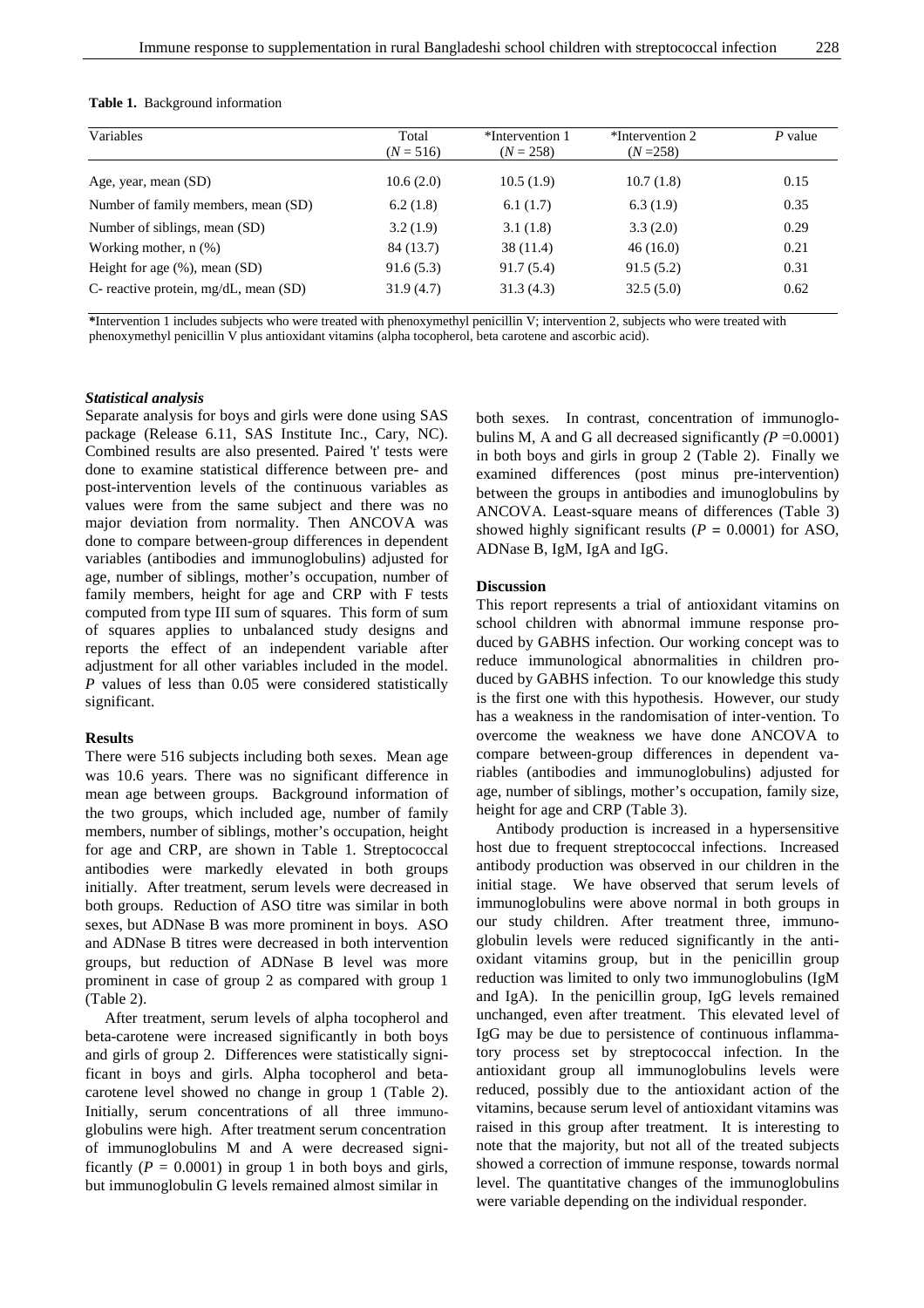**Table 1.** Background information

| Variables | Total ($N = 516$) | *Intervention 1 ($N = 258$) | *Intervention 2 ($N = 258$) | $P$ value |
|---|---|---|---|---|
| Age, year, mean (SD) | 10.6 (2.0) | 10.5 (1.9) | 10.7 (1.8) | 0.15 |
| Number of family members, mean (SD) | 6.2 (1.8) | 6.1 (1.7) | 6.3 (1.9) | 0.35 |
| Number of siblings, mean (SD) | 3.2 (1.9) | 3.1 (1.8) | 3.3 (2.0) | 0.29 |
| Working mother, n (%) | 84 (13.7) | 38 (11.4) | 46 (16.0) | 0.21 |
| Height for age (%), mean (SD) | 91.6 (5.3) | 91.7 (5.4) | 91.5 (5.2) | 0.31 |
| C- reactive protein, mg/dL, mean (SD) | 31.9 (4.7) | 31.3 (4.3) | 32.5 (5.0) | 0.62 |

**\***Intervention 1 includes subjects who were treated with phenoxymethyl penicillin V; intervention 2, subjects who were treated with phenoxymethyl penicillin V plus antioxidant vitamins (alpha tocopherol, beta carotene and ascorbic acid).

### *Statistical analysis*

Separate analysis for boys and girls were done using SAS package (Release 6.11, SAS Institute Inc., Cary, NC). Combined results are also presented. Paired 't' tests were done to examine statistical difference between pre- and post-intervention levels of the continuous variables as values were from the same subject and there was no major deviation from normality. Then ANCOVA was done to compare between-group differences in dependent variables (antibodies and immunoglobulins) adjusted for age, number of siblings, mother's occupation, number of family members, height for age and CRP with F tests computed from type III sum of squares. This form of sum of squares applies to unbalanced study designs and reports the effect of an independent variable after adjustment for all other variables included in the model. $P$ values of less than 0.05 were considered statistically significant.

## Results

There were 516 subjects including both sexes. Mean age was 10.6 years. There was no significant difference in mean age between groups. Background information of the two groups, which included age, number of family members, number of siblings, mother's occupation, height for age and CRP, are shown in Table 1. Streptococcal antibodies were markedly elevated in both groups initially. After treatment, serum levels were decreased in both groups. Reduction of ASO titre was similar in both sexes, but ADNase B was more prominent in boys. ASO and ADNase B titres were decreased in both intervention groups, but reduction of ADNase B level was more prominent in case of group 2 as compared with group 1 (Table 2).

After treatment, serum levels of alpha tocopherol and beta-carotene were increased significantly in both boys and girls of group 2. Differences were statistically significant in boys and girls. Alpha tocopherol and beta-carotene level showed no change in group 1 (Table 2). Initially, serum concentrations of all three immunoglobulins were high. After treatment serum concentration of immunoglobulins M and A were decreased significantly ($P = 0.0001$) in group 1 in both boys and girls, but immunoglobulin G levels remained almost similar in both sexes. In contrast, concentration of immunoglobulins M, A and G all decreased significantly *(P* =0.0001) in both boys and girls in group 2 (Table 2). Finally we examined differences (post minus pre-intervention) between the groups in antibodies and imunoglobulins by ANCOVA. Least-square means of differences (Table 3) showed highly significant results ($P = 0.0001$) for ASO, ADNase B, IgM, IgA and IgG.

## Discussion

This report represents a trial of antioxidant vitamins on school children with abnormal immune response produced by GABHS infection. Our working concept was to reduce immunological abnormalities in children produced by GABHS infection. To our knowledge this study is the first one with this hypothesis. However, our study has a weakness in the randomisation of inter-vention. To overcome the weakness we have done ANCOVA to compare between-group differences in dependent variables (antibodies and immunoglobulins) adjusted for age, number of siblings, mother's occupation, family size, height for age and CRP (Table 3).

Antibody production is increased in a hypersensitive host due to frequent streptococcal infections. Increased antibody production was observed in our children in the initial stage. We have observed that serum levels of immunoglobulins were above normal in both groups in our study children. After treatment three, immunoglobulin levels were reduced significantly in the antioxidant vitamins group, but in the penicillin group reduction was limited to only two immunoglobulins (IgM and IgA). In the penicillin group, IgG levels remained unchanged, even after treatment. This elevated level of IgG may be due to persistence of continuous inflammatory process set by streptococcal infection. In the antioxidant group all immunoglobulins levels were reduced, possibly due to the antioxidant action of the vitamins, because serum level of antioxidant vitamins was raised in this group after treatment. It is interesting to note that the majority, but not all of the treated subjects showed a correction of immune response, towards normal level. The quantitative changes of the immunoglobulins were variable depending on the individual responder.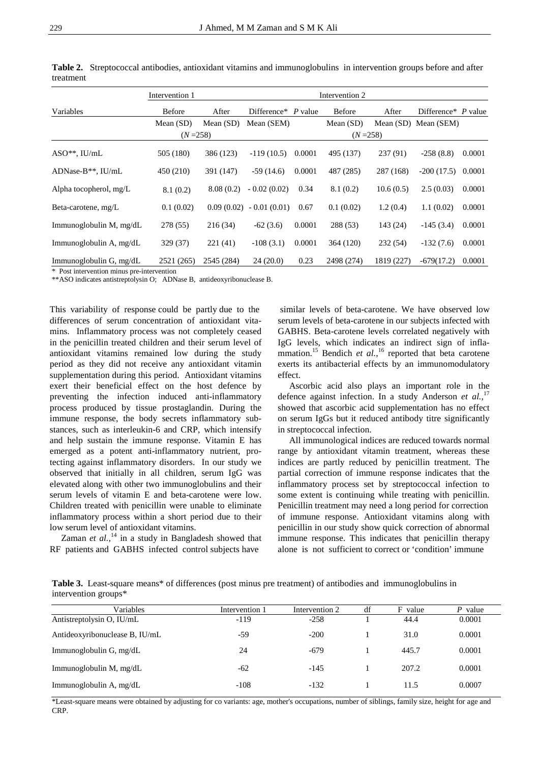**Table 2.** Streptococcal antibodies, antioxidant vitamins and immunoglobulins in intervention groups before and after treatment

| | Intervention 1 | | | | Intervention 2 | | | |
|---|---|---|---|---|---|---|---|---|
| Variables | Before | After | Difference* | *P* value | Before | After | Difference* | *P* value |
| | Mean (SD) | Mean (SD) | Mean (SEM) | | Mean (SD) | Mean (SD) | Mean (SEM) | |
| | (*N* =258) | | | | (*N* =258) | | | |
| ASO**, IU/mL | 505 (180) | 386 (123) | -119 (10.5) | 0.0001 | 495 (137) | 237 (91) | -258 (8.8) | 0.0001 |
| ADNase-B**, IU/mL | 450 (210) | 391 (147) | -59 (14.6) | 0.0001 | 487 (285) | 287 (168) | -200 (17.5) | 0.0001 |
| Alpha tocopherol, mg/L | 8.1 (0.2) | 8.08 (0.2) | - 0.02 (0.02) | 0.34 | 8.1 (0.2) | 10.6 (0.5) | 2.5 (0.03) | 0.0001 |
| Beta-carotene, mg/L | 0.1 (0.02) | 0.09 (0.02) | - 0.01 (0.01) | 0.67 | 0.1 (0.02) | 1.2 (0.4) | 1.1 (0.02) | 0.0001 |
| Immunoglobulin M, mg/dL | 278 (55) | 216 (34) | -62 (3.6) | 0.0001 | 288 (53) | 143 (24) | -145 (3.4) | 0.0001 |
| Immunoglobulin A, mg/dL | 329 (37) | 221 (41) | -108 (3.1) | 0.0001 | 364 (120) | 232 (54) | -132 (7.6) | 0.0001 |
| Immunoglobulin G, mg/dL | 2521 (265) | 2545 (284) | 24 (20.0) | 0.23 | 2498 (274) | 1819 (227) | -679(17.2) | 0.0001 |

\* Post intervention minus pre-intervention

**ASO indicates antistreptolysin O; ADNase B, antideoxyribonuclease B.

This variability of response could be partly due to the differences of serum concentration of antioxidant vitamins. Inflammatory process was not completely ceased in the penicillin treated children and their serum level of antioxidant vitamins remained low during the study period as they did not receive any antioxidant vitamin supplementation during this period. Antioxidant vitamins exert their beneficial effect on the host defence by preventing the infection induced anti-inflammatory process produced by tissue prostaglandin. During the immune response, the body secrets inflammatory substances, such as interleukin-6 and CRP, which intensify and help sustain the immune response. Vitamin E has emerged as a potent anti-inflammatory nutrient, protecting against inflammatory disorders. In our study we observed that initially in all children, serum IgG was elevated along with other two immunoglobulins and their serum levels of vitamin E and beta-carotene were low. Children treated with penicillin were unable to eliminate inflammatory process within a short period due to their low serum level of antioxidant vitamins.

Zaman *et al.*,[14] in a study in Bangladesh showed that RF patients and GABHS infected control subjects have similar levels of beta-carotene. We have observed low serum levels of beta-carotene in our subjects infected with GABHS. Beta-carotene levels correlated negatively with IgG levels, which indicates an indirect sign of inflammation.[15] Bendich *et al.*,[16] reported that beta carotene exerts its antibacterial effects by an immunomodulatory effect.

Ascorbic acid also plays an important role in the defence against infection. In a study Anderson *et al.*,[17] showed that ascorbic acid supplementation has no effect on serum IgGs but it reduced antibody titre significantly in streptococcal infection.

All immunological indices are reduced towards normal range by antioxidant vitamin treatment, whereas these indices are partly reduced by penicillin treatment. The partial correction of immune response indicates that the inflammatory process set by streptococcal infection to some extent is continuing while treating with penicillin. Penicillin treatment may need a long period for correction of immune response. Antioxidant vitamins along with penicillin in our study show quick correction of abnormal immune response. This indicates that penicillin therapy alone is not sufficient to correct or 'condition' immune

**Table 3.** Least-square means* of differences (post minus pre treatment) of antibodies and immunoglobulins in intervention groups*

| Variables | Intervention 1 | Intervention 2 | df | F value | *P* value |
|---|---|---|---|---|---|
| Antistreptolysin O, IU/mL | -119 | -258 | 1 | 44.4 | 0.0001 |
| Antideoxyribonuclease B, IU/mL | -59 | -200 | 1 | 31.0 | 0.0001 |
| Immunoglobulin G, mg/dL | 24 | -679 | 1 | 445.7 | 0.0001 |
| Immunoglobulin M, mg/dL | -62 | -145 | 1 | 207.2 | 0.0001 |
| Immunoglobulin A, mg/dL | -108 | -132 | 1 | 11.5 | 0.0007 |

*Least-square means were obtained by adjusting for co variants: age, mother's occupations, number of siblings, family size, height for age and CRP.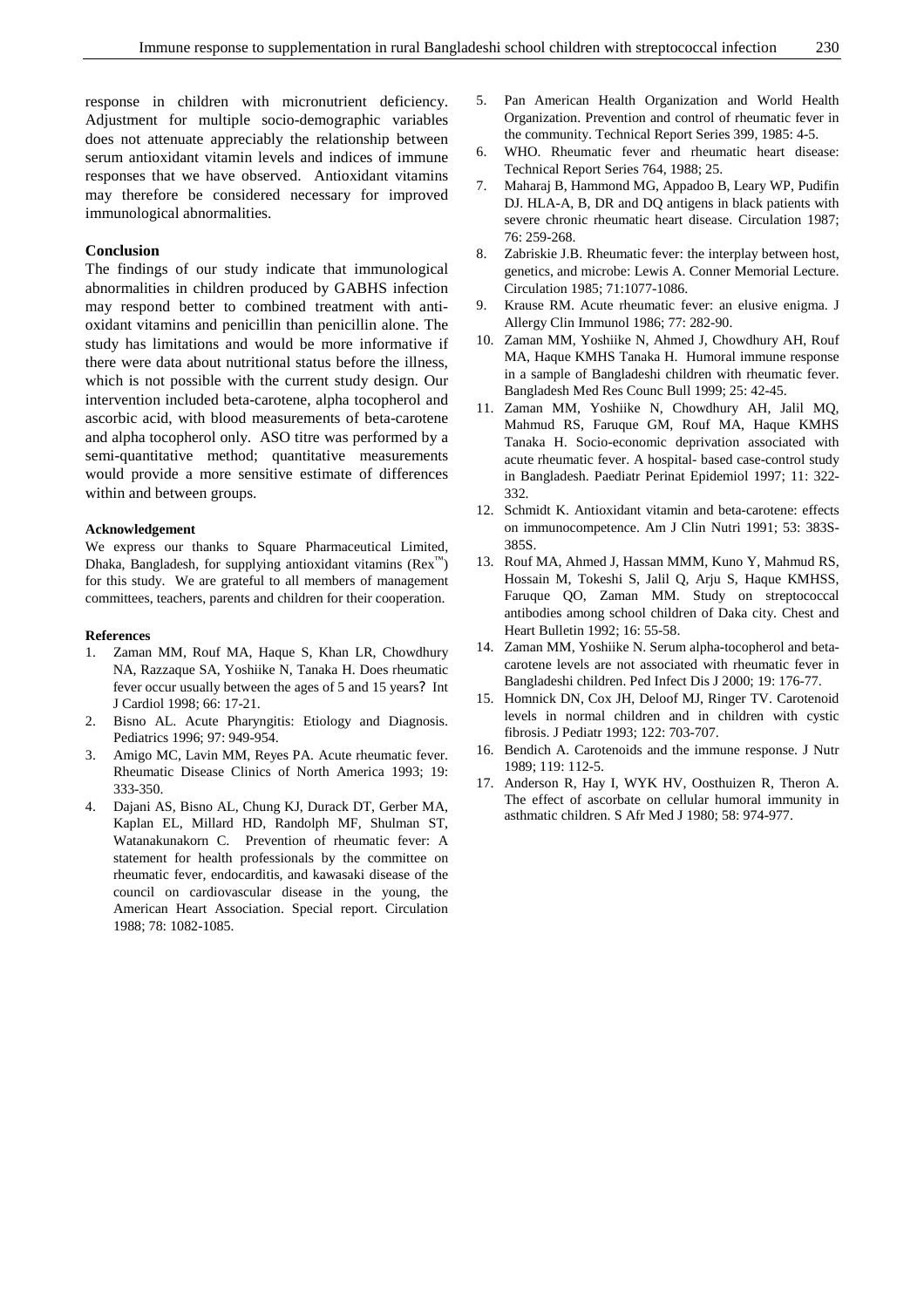response in children with micronutrient deficiency. Adjustment for multiple socio-demographic variables does not attenuate appreciably the relationship between serum antioxidant vitamin levels and indices of immune responses that we have observed. Antioxidant vitamins may therefore be considered necessary for improved immunological abnormalities.

## Conclusion

The findings of our study indicate that immunological abnormalities in children produced by GABHS infection may respond better to combined treatment with anti-oxidant vitamins and penicillin than penicillin alone. The study has limitations and would be more informative if there were data about nutritional status before the illness, which is not possible with the current study design. Our intervention included beta-carotene, alpha tocopherol and ascorbic acid, with blood measurements of beta-carotene and alpha tocopherol only. ASO titre was performed by a semi-quantitative method; quantitative measurements would provide a more sensitive estimate of differences within and between groups.

### Acknowledgement

We express our thanks to Square Pharmaceutical Limited, Dhaka, Bangladesh, for supplying antioxidant vitamins (Rex™) for this study. We are grateful to all members of management committees, teachers, parents and children for their cooperation.

### References

1. Zaman MM, Rouf MA, Haque S, Khan LR, Chowdhury NA, Razzaque SA, Yoshiike N, Tanaka H. Does rheumatic fever occur usually between the ages of 5 and 15 years? Int J Cardiol 1998; 66: 17-21.
2. Bisno AL. Acute Pharyngitis: Etiology and Diagnosis. Pediatrics 1996; 97: 949-954.
3. Amigo MC, Lavin MM, Reyes PA. Acute rheumatic fever. Rheumatic Disease Clinics of North America 1993; 19: 333-350.
4. Dajani AS, Bisno AL, Chung KJ, Durack DT, Gerber MA, Kaplan EL, Millard HD, Randolph MF, Shulman ST, Watanakunakorn C. Prevention of rheumatic fever: A statement for health professionals by the committee on rheumatic fever, endocarditis, and kawasaki disease of the council on cardiovascular disease in the young, the American Heart Association. Special report. Circulation 1988; 78: 1082-1085.
5. Pan American Health Organization and World Health Organization. Prevention and control of rheumatic fever in the community. Technical Report Series 399, 1985: 4-5.
6. WHO. Rheumatic fever and rheumatic heart disease: Technical Report Series 764, 1988; 25.
7. Maharaj B, Hammond MG, Appadoo B, Leary WP, Pudifin DJ. HLA-A, B, DR and DQ antigens in black patients with severe chronic rheumatic heart disease. Circulation 1987; 76: 259-268.
8. Zabriskie J.B. Rheumatic fever: the interplay between host, genetics, and microbe: Lewis A. Conner Memorial Lecture. Circulation 1985; 71:1077-1086.
9. Krause RM. Acute rheumatic fever: an elusive enigma. J Allergy Clin Immunol 1986; 77: 282-90.
10. Zaman MM, Yoshiike N, Ahmed J, Chowdhury AH, Rouf MA, Haque KMHS Tanaka H. Humoral immune response in a sample of Bangladeshi children with rheumatic fever. Bangladesh Med Res Counc Bull 1999; 25: 42-45.
11. Zaman MM, Yoshiike N, Chowdhury AH, Jalil MQ, Mahmud RS, Faruque GM, Rouf MA, Haque KMHS Tanaka H. Socio-economic deprivation associated with acute rheumatic fever. A hospital- based case-control study in Bangladesh. Paediatr Perinat Epidemiol 1997; 11: 322-332.
12. Schmidt K. Antioxidant vitamin and beta-carotene: effects on immunocompetence. Am J Clin Nutri 1991; 53: 383S-385S.
13. Rouf MA, Ahmed J, Hassan MMM, Kuno Y, Mahmud RS, Hossain M, Tokeshi S, Jalil Q, Arju S, Haque KMHSS, Faruque QO, Zaman MM. Study on streptococcal antibodies among school children of Daka city. Chest and Heart Bulletin 1992; 16: 55-58.
14. Zaman MM, Yoshiike N. Serum alpha-tocopherol and beta-carotene levels are not associated with rheumatic fever in Bangladeshi children. Ped Infect Dis J 2000; 19: 176-77.
15. Homnick DN, Cox JH, Deloof MJ, Ringer TV. Carotenoid levels in normal children and in children with cystic fibrosis. J Pediatr 1993; 122: 703-707.
16. Bendich A. Carotenoids and the immune response. J Nutr 1989; 119: 112-5.
17. Anderson R, Hay I, WYK HV, Oosthuizen R, Theron A. The effect of ascorbate on cellular humoral immunity in asthmatic children. S Afr Med J 1980; 58: 974-977.